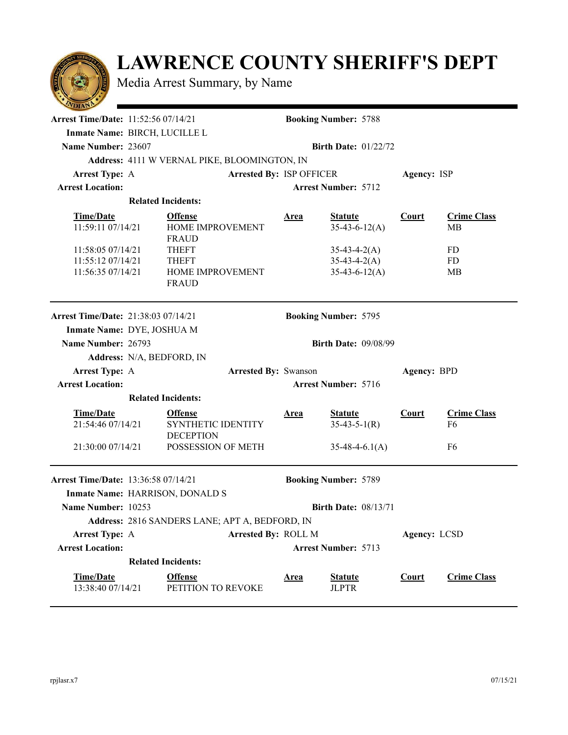# LAWRENCE COUNTY SHERIFF'S DEPT

Media Arrest Summary, by Name

---

**Arrest Time/Date:** 11:52:56 07/14/21 **Booking Number:** 5788

**Inmate Name:** BIRCH, LUCILLE L

**Name Number:** 23607 **Birth Date:** 01/22/72

**Address:** 4111 W VERNAL PIKE, BLOOMINGTON, IN

**Arrest Type:** A **Arrested By:** ISP OFFICER **Agency:** ISP

**Arrest Location:** **Arrest Number:** 5712

**Related Incidents:**

| Time/Date | Offense | Area | Statute | Court | Crime Class |
|---|---|---|---|---|---|
| 11:59:11 07/14/21 | HOME IMPROVEMENT FRAUD | | 35-43-6-12(A) | | MB |
| 11:58:05 07/14/21 | THEFT | | 35-43-4-2(A) | | FD |
| 11:55:12 07/14/21 | THEFT | | 35-43-4-2(A) | | FD |
| 11:56:35 07/14/21 | HOME IMPROVEMENT FRAUD | | 35-43-6-12(A) | | MB |

---

**Arrest Time/Date:** 21:38:03 07/14/21 **Booking Number:** 5795

**Inmate Name:** DYE, JOSHUA M

**Name Number:** 26793 **Birth Date:** 09/08/99

**Address:** N/A, BEDFORD, IN

**Arrest Type:** A **Arrested By:** Swanson **Agency:** BPD

**Arrest Location:** **Arrest Number:** 5716

**Related Incidents:**

| Time/Date | Offense | Area | Statute | Court | Crime Class |
|---|---|---|---|---|---|
| 21:54:46 07/14/21 | SYNTHETIC IDENTITY DECEPTION | | 35-43-5-1(R) | | F6 |
| 21:30:00 07/14/21 | POSSESSION OF METH | | 35-48-4-6.1(A) | | F6 |

---

**Arrest Time/Date:** 13:36:58 07/14/21 **Booking Number:** 5789

**Inmate Name:** HARRISON, DONALD S

**Name Number:** 10253 **Birth Date:** 08/13/71

**Address:** 2816 SANDERS LANE; APT A, BEDFORD, IN

**Arrest Type:** A **Arrested By:** ROLL M **Agency:** LCSD

**Arrest Location:** **Arrest Number:** 5713

**Related Incidents:**

| Time/Date | Offense | Area | Statute | Court | Crime Class |
|---|---|---|---|---|---|
| 13:38:40 07/14/21 | PETITION TO REVOKE | | JLPTR | | |

---

rpjlasr.x7 07/15/21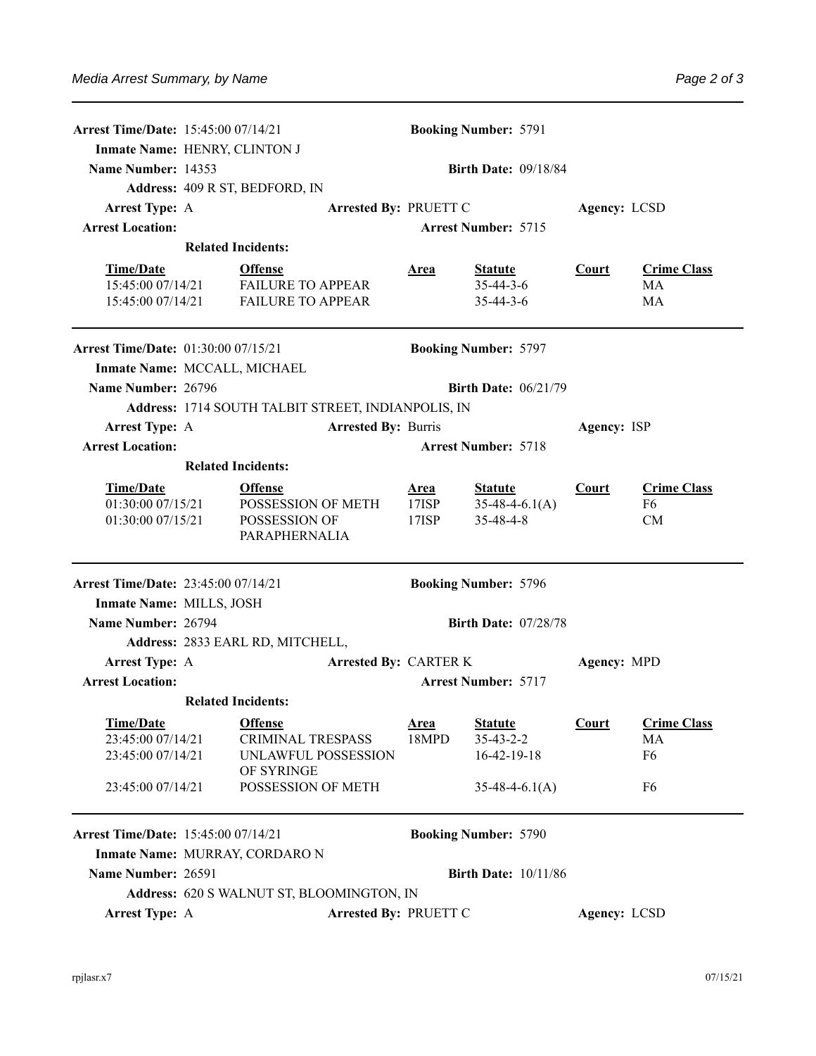**Arrest Time/Date:** 15:45:00 07/14/21 **Booking Number:** 5791
**Inmate Name:** HENRY, CLINTON J
**Name Number:** 14353 **Birth Date:** 09/18/84
**Address:** 409 R ST, BEDFORD, IN
**Arrest Type:** A **Arrested By:** PRUETT C **Agency:** LCSD
**Arrest Location:** **Arrest Number:** 5715
**Related Incidents:**

| Time/Date | Offense | Area | Statute | Court | Crime Class |
|---|---|---|---|---|---|
| 15:45:00 07/14/21 | FAILURE TO APPEAR | | 35-44-3-6 | | MA |
| 15:45:00 07/14/21 | FAILURE TO APPEAR | | 35-44-3-6 | | MA |

---

**Arrest Time/Date:** 01:30:00 07/15/21 **Booking Number:** 5797
**Inmate Name:** MCCALL, MICHAEL
**Name Number:** 26796 **Birth Date:** 06/21/79
**Address:** 1714 SOUTH TALBIT STREET, INDIANPOLIS, IN
**Arrest Type:** A **Arrested By:** Burris **Agency:** ISP
**Arrest Location:** **Arrest Number:** 5718
**Related Incidents:**

| Time/Date | Offense | Area | Statute | Court | Crime Class |
|---|---|---|---|---|---|
| 01:30:00 07/15/21 | POSSESSION OF METH | 17ISP | 35-48-4-6.1(A) | | F6 |
| 01:30:00 07/15/21 | POSSESSION OF PARAPHERNALIA | 17ISP | 35-48-4-8 | | CM |

---

**Arrest Time/Date:** 23:45:00 07/14/21 **Booking Number:** 5796
**Inmate Name:** MILLS, JOSH
**Name Number:** 26794 **Birth Date:** 07/28/78
**Address:** 2833 EARL RD, MITCHELL,
**Arrest Type:** A **Arrested By:** CARTER K **Agency:** MPD
**Arrest Location:** **Arrest Number:** 5717
**Related Incidents:**

| Time/Date | Offense | Area | Statute | Court | Crime Class |
|---|---|---|---|---|---|
| 23:45:00 07/14/21 | CRIMINAL TRESPASS | 18MPD | 35-43-2-2 | | MA |
| 23:45:00 07/14/21 | UNLAWFUL POSSESSION OF SYRINGE | | 16-42-19-18 | | F6 |
| 23:45:00 07/14/21 | POSSESSION OF METH | | 35-48-4-6.1(A) | | F6 |

---

**Arrest Time/Date:** 15:45:00 07/14/21 **Booking Number:** 5790
**Inmate Name:** MURRAY, CORDARO N
**Name Number:** 26591 **Birth Date:** 10/11/86
**Address:** 620 S WALNUT ST, BLOOMINGTON, IN
**Arrest Type:** A **Arrested By:** PRUETT C **Agency:** LCSD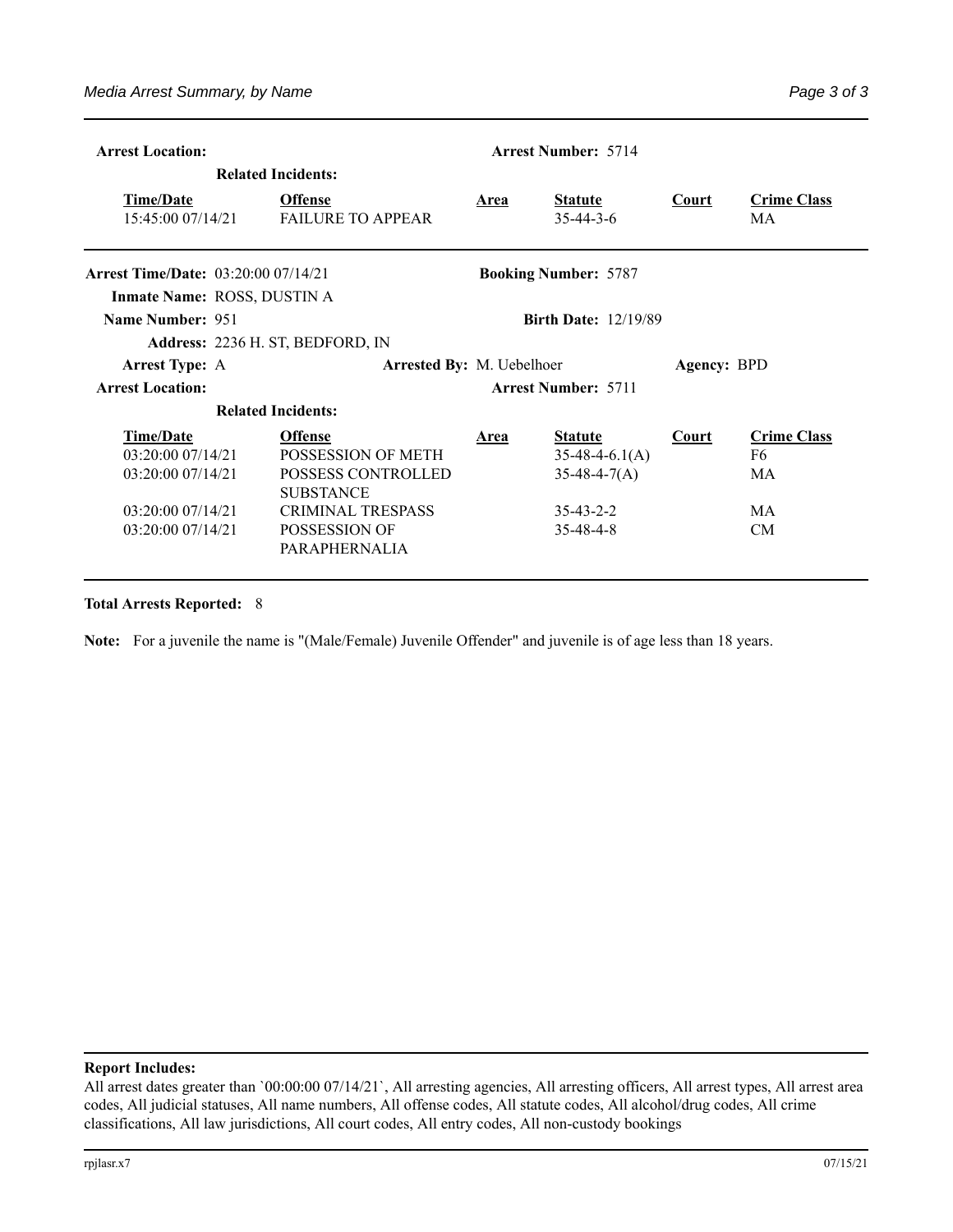**Arrest Location:** **Arrest Number:** 5714

**Related Incidents:**

| Time/Date | Offense | Area | Statute | Court | Crime Class |
|---|---|---|---|---|---|
| 15:45:00 07/14/21 | FAILURE TO APPEAR | | 35-44-3-6 | | MA |

---

**Arrest Time/Date:** 03:20:00 07/14/21 **Booking Number:** 5787

**Inmate Name:** ROSS, DUSTIN A

**Name Number:** 951 **Birth Date:** 12/19/89

**Address:** 2236 H. ST, BEDFORD, IN

**Arrest Type:** A **Arrested By:** M. Uebelhoer **Agency:** BPD

**Arrest Location:** **Arrest Number:** 5711

**Related Incidents:**

| Time/Date | Offense | Area | Statute | Court | Crime Class |
|---|---|---|---|---|---|
| 03:20:00 07/14/21 | POSSESSION OF METH | | 35-48-4-6.1(A) | | F6 |
| 03:20:00 07/14/21 | POSSESS CONTROLLED SUBSTANCE | | 35-48-4-7(A) | | MA |
| 03:20:00 07/14/21 | CRIMINAL TRESPASS | | 35-43-2-2 | | MA |
| 03:20:00 07/14/21 | POSSESSION OF PARAPHERNALIA | | 35-48-4-8 | | CM |

---

**Total Arrests Reported:** 8

**Note:** For a juvenile the name is "(Male/Female) Juvenile Offender" and juvenile is of age less than 18 years.

**Report Includes:**

All arrest dates greater than `00:00:00 07/14/21`, All arresting agencies, All arresting officers, All arrest types, All arrest area codes, All judicial statuses, All name numbers, All offense codes, All statute codes, All alcohol/drug codes, All crime classifications, All law jurisdictions, All court codes, All entry codes, All non-custody bookings